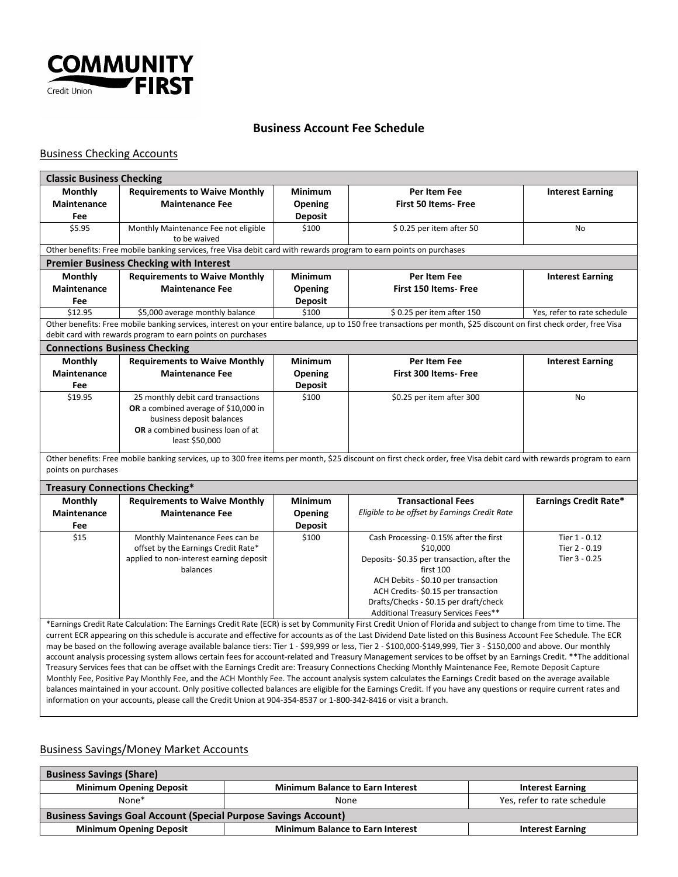COMMUNITY FIRST Credit Union

# Business Account Fee Schedule

## Business Checking Accounts

| Classic Business Checking | | | | |
|---|---|---|---|---|
| **Monthly Maintenance Fee** | **Requirements to Waive Monthly Maintenance Fee** | **Minimum Opening Deposit** | **Per Item Fee First 50 Items- Free** | **Interest Earning** |
| $5.95 | Monthly Maintenance Fee not eligible to be waived | $100 | $ 0.25 per item after 50 | No |
| Other benefits: Free mobile banking services, free Visa debit card with rewards program to earn points on purchases | | | | |

| Premier Business Checking with Interest | | | | |
|---|---|---|---|---|
| **Monthly Maintenance Fee** | **Requirements to Waive Monthly Maintenance Fee** | **Minimum Opening Deposit** | **Per Item Fee First 150 Items- Free** | **Interest Earning** |
| $12.95 | $5,000 average monthly balance | $100 | $ 0.25 per item after 150 | Yes, refer to rate schedule |
| Other benefits: Free mobile banking services, interest on your entire balance, up to 150 free transactions per month, $25 discount on first check order, free Visa debit card with rewards program to earn points on purchases | | | | |

| Connections Business Checking | | | | |
|---|---|---|---|---|
| **Monthly Maintenance Fee** | **Requirements to Waive Monthly Maintenance Fee** | **Minimum Opening Deposit** | **Per Item Fee First 300 Items- Free** | **Interest Earning** |
| $19.95 | 25 monthly debit card transactions **OR** a combined average of $10,000 in business deposit balances **OR** a combined business loan of at least $50,000 | $100 | $0.25 per item after 300 | No |
| Other benefits: Free mobile banking services, up to 300 free items per month, $25 discount on first check order, free Visa debit card with rewards program to earn points on purchases | | | | |

| Treasury Connections Checking* | | | | |
|---|---|---|---|---|
| **Monthly Maintenance Fee** | **Requirements to Waive Monthly Maintenance Fee** | **Minimum Opening Deposit** | **Transactional Fees** *Eligible to be offset by Earnings Credit Rate* | **Earnings Credit Rate*** |
| $15 | Monthly Maintenance Fees can be offset by the Earnings Credit Rate* applied to non-interest earning deposit balances | $100 | Cash Processing- 0.15% after the first $10,000<br>Deposits- $0.35 per transaction, after the first 100<br>ACH Debits - $0.10 per transaction<br>ACH Credits- $0.15 per transaction<br>Drafts/Checks - $0.15 per draft/check<br>Additional Treasury Services Fees** | Tier 1 - 0.12<br>Tier 2 - 0.19<br>Tier 3 - 0.25 |

*Earnings Credit Rate Calculation: The Earnings Credit Rate (ECR) is set by Community First Credit Union of Florida and subject to change from time to time. The current ECR appearing on this schedule is accurate and effective for accounts as of the Last Dividend Date listed on this Business Account Fee Schedule. The ECR may be based on the following average available balance tiers: Tier 1 - $99,999 or less, Tier 2 - $100,000-$149,999, Tier 3 - $150,000 and above. Our monthly account analysis processing system allows certain fees for account-related and Treasury Management services to be offset by an Earnings Credit. **The additional Treasury Services fees that can be offset with the Earnings Credit are: Treasury Connections Checking Monthly Maintenance Fee, Remote Deposit Capture Monthly Fee, Positive Pay Monthly Fee, and the ACH Monthly Fee. The account analysis system calculates the Earnings Credit based on the average available balances maintained in your account. Only positive collected balances are eligible for the Earnings Credit. If you have any questions or require current rates and information on your accounts, please call the Credit Union at 904-354-8537 or 1-800-342-8416 or visit a branch.

## Business Savings/Money Market Accounts

| Business Savings (Share) | | |
|---|---|---|
| **Minimum Opening Deposit** | **Minimum Balance to Earn Interest** | **Interest Earning** |
| None* | None | Yes, refer to rate schedule |

| Business Savings Goal Account (Special Purpose Savings Account) | | |
|---|---|---|
| **Minimum Opening Deposit** | **Minimum Balance to Earn Interest** | **Interest Earning** |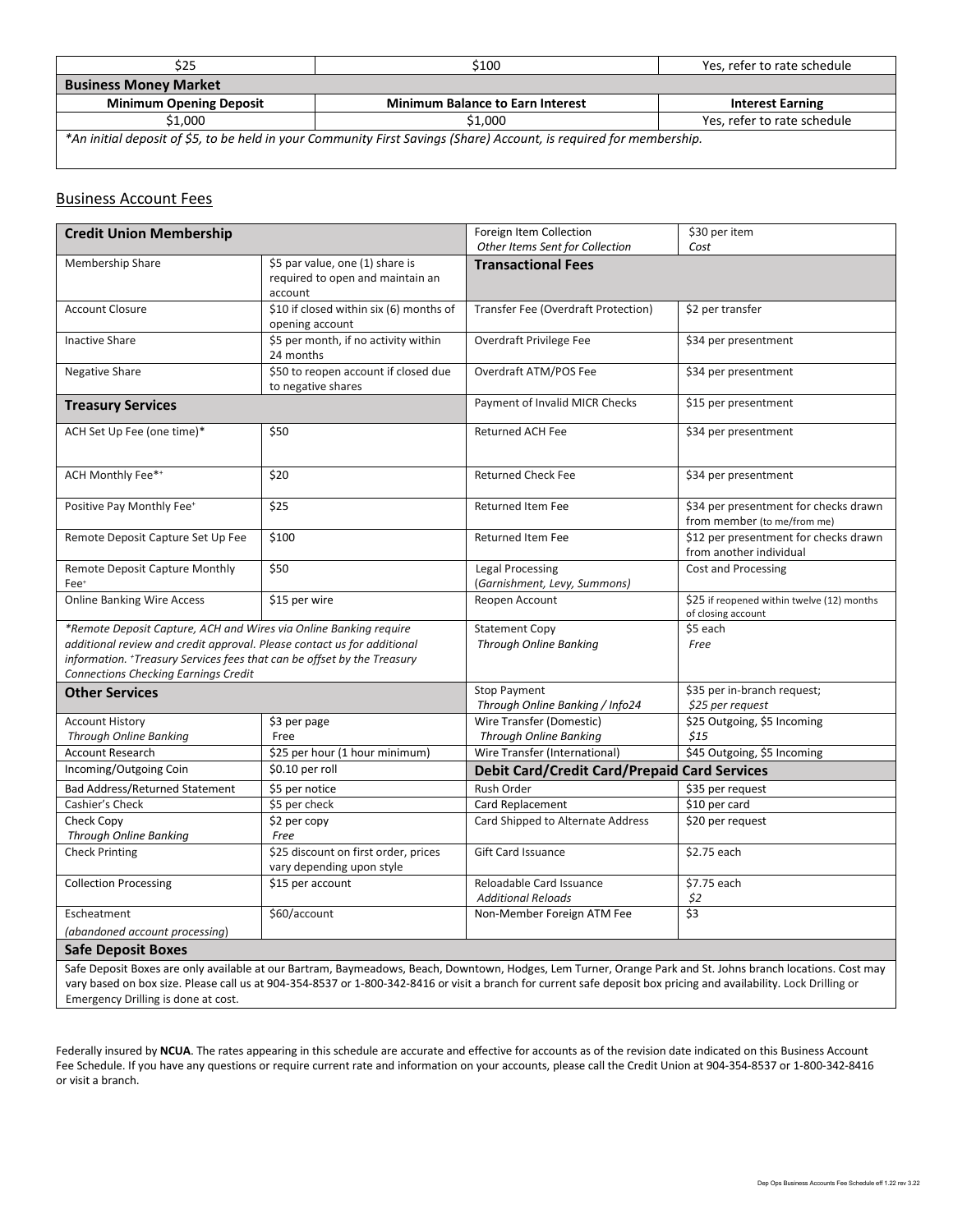| | | |
|---|---|---|
| $25 | $100 | Yes, refer to rate schedule |
| **Business Money Market** | | |
| **Minimum Opening Deposit** | **Minimum Balance to Earn Interest** | **Interest Earning** |
| $1,000 | $1,000 | Yes, refer to rate schedule |
| *\*An initial deposit of $5, to be held in your Community First Savings (Share) Account, is required for membership.* | | |

## Business Account Fees

| **Credit Union Membership** | | Foreign Item Collection<br>*Other Items Sent for Collection* | $30 per item<br>*Cost* |
|---|---|---|---|
| Membership Share | $5 par value, one (1) share is required to open and maintain an account | **Transactional Fees** | |
| Account Closure | $10 if closed within six (6) months of opening account | Transfer Fee (Overdraft Protection) | $2 per transfer |
| Inactive Share | $5 per month, if no activity within 24 months | Overdraft Privilege Fee | $34 per presentment |
| Negative Share | $50 to reopen account if closed due to negative shares | Overdraft ATM/POS Fee | $34 per presentment |
| **Treasury Services** | | Payment of Invalid MICR Checks | $15 per presentment |
| ACH Set Up Fee (one time)* | $50 | Returned ACH Fee | $34 per presentment |
| ACH Monthly Fee*⁺ | $20 | Returned Check Fee | $34 per presentment |
| Positive Pay Monthly Fee⁺ | $25 | Returned Item Fee | $34 per presentment for checks drawn from member (to me/from me) |
| Remote Deposit Capture Set Up Fee | $100 | Returned Item Fee | $12 per presentment for checks drawn from another individual |
| Remote Deposit Capture Monthly Fee⁺ | $50 | Legal Processing<br>(*Garnishment, Levy, Summons*) | Cost and Processing |
| Online Banking Wire Access | $15 per wire | Reopen Account | $25 if reopened within twelve (12) months of closing account |
| *\*Remote Deposit Capture, ACH and Wires via Online Banking require additional review and credit approval. Please contact us for additional information. ⁺Treasury Services fees that can be offset by the Treasury Connections Checking Earnings Credit* | | Statement Copy<br>*Through Online Banking* | $5 each<br>*Free* |
| **Other Services** | | Stop Payment<br>*Through Online Banking / Info24* | $35 per in-branch request;<br>*$25 per request* |
| Account History<br>*Through Online Banking* | $3 per page<br>Free | Wire Transfer (Domestic)<br>*Through Online Banking* | $25 Outgoing, $5 Incoming<br>*$15* |
| Account Research | $25 per hour (1 hour minimum) | Wire Transfer (International) | $45 Outgoing, $5 Incoming |
| Incoming/Outgoing Coin | $0.10 per roll | **Debit Card/Credit Card/Prepaid Card Services** | |
| Bad Address/Returned Statement | $5 per notice | Rush Order | $35 per request |
| Cashier's Check | $5 per check | Card Replacement | $10 per card |
| Check Copy<br>*Through Online Banking* | $2 per copy<br>*Free* | Card Shipped to Alternate Address | $20 per request |
| Check Printing | $25 discount on first order, prices vary depending upon style | Gift Card Issuance | $2.75 each |
| Collection Processing | $15 per account | Reloadable Card Issuance<br>*Additional Reloads* | $7.75 each<br>*$2* |
| Escheatment<br>(*abandoned account processing*) | $60/account | Non-Member Foreign ATM Fee | $3 |
| **Safe Deposit Boxes** | | | |
| Safe Deposit Boxes are only available at our Bartram, Baymeadows, Beach, Downtown, Hodges, Lem Turner, Orange Park and St. Johns branch locations. Cost may vary based on box size. Please call us at 904-354-8537 or 1-800-342-8416 or visit a branch for current safe deposit box pricing and availability. Lock Drilling or Emergency Drilling is done at cost. | | | |

Federally insured by **NCUA**. The rates appearing in this schedule are accurate and effective for accounts as of the revision date indicated on this Business Account Fee Schedule. If you have any questions or require current rate and information on your accounts, please call the Credit Union at 904-354-8537 or 1-800-342-8416 or visit a branch.

Dep Ops Business Accounts Fee Schedule eff 1.22 rev 3.22